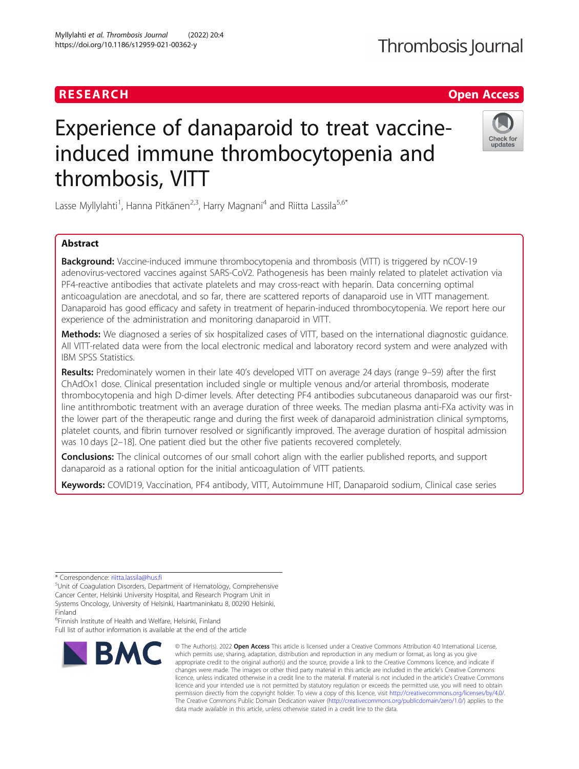RESEARCH

Open Access

# Experience of danaparoid to treat vaccine-induced immune thrombocytopenia and thrombosis, VITT

Lasse Myllylahti[1], Hanna Pitkänen[2,3], Harry Magnani[4] and Riitta Lassila[5,6*]

## Abstract

**Background:** Vaccine-induced immune thrombocytopenia and thrombosis (VITT) is triggered by nCOV-19 adenovirus-vectored vaccines against SARS-CoV2. Pathogenesis has been mainly related to platelet activation via PF4-reactive antibodies that activate platelets and may cross-react with heparin. Data concerning optimal anticoagulation are anecdotal, and so far, there are scattered reports of danaparoid use in VITT management. Danaparoid has good efficacy and safety in treatment of heparin-induced thrombocytopenia. We report here our experience of the administration and monitoring danaparoid in VITT.

**Methods:** We diagnosed a series of six hospitalized cases of VITT, based on the international diagnostic guidance. All VITT-related data were from the local electronic medical and laboratory record system and were analyzed with IBM SPSS Statistics.

**Results:** Predominately women in their late 40's developed VITT on average 24 days (range 9–59) after the first ChAdOx1 dose. Clinical presentation included single or multiple venous and/or arterial thrombosis, moderate thrombocytopenia and high D-dimer levels. After detecting PF4 antibodies subcutaneous danaparoid was our first-line antithrombotic treatment with an average duration of three weeks. The median plasma anti-FXa activity was in the lower part of the therapeutic range and during the first week of danaparoid administration clinical symptoms, platelet counts, and fibrin turnover resolved or significantly improved. The average duration of hospital admission was 10 days [2–18]. One patient died but the other five patients recovered completely.

**Conclusions:** The clinical outcomes of our small cohort align with the earlier published reports, and support danaparoid as a rational option for the initial anticoagulation of VITT patients.

**Keywords:** COVID19, Vaccination, PF4 antibody, VITT, Autoimmune HIT, Danaparoid sodium, Clinical case series

---

* Correspondence: riitta.lassila@hus.fi

[5]Unit of Coagulation Disorders, Department of Hematology, Comprehensive Cancer Center, Helsinki University Hospital, and Research Program Unit in Systems Oncology, University of Helsinki, Haartmaninkatu 8, 00290 Helsinki, Finland

[6]Finnish Institute of Health and Welfare, Helsinki, Finland

Full list of author information is available at the end of the article

© The Author(s). 2022 **Open Access** This article is licensed under a Creative Commons Attribution 4.0 International License, which permits use, sharing, adaptation, distribution and reproduction in any medium or format, as long as you give appropriate credit to the original author(s) and the source, provide a link to the Creative Commons licence, and indicate if changes were made. The images or other third party material in this article are included in the article's Creative Commons licence, unless indicated otherwise in a credit line to the material. If material is not included in the article's Creative Commons licence and your intended use is not permitted by statutory regulation or exceeds the permitted use, you will need to obtain permission directly from the copyright holder. To view a copy of this licence, visit http://creativecommons.org/licenses/by/4.0/. The Creative Commons Public Domain Dedication waiver (http://creativecommons.org/publicdomain/zero/1.0/) applies to the data made available in this article, unless otherwise stated in a credit line to the data.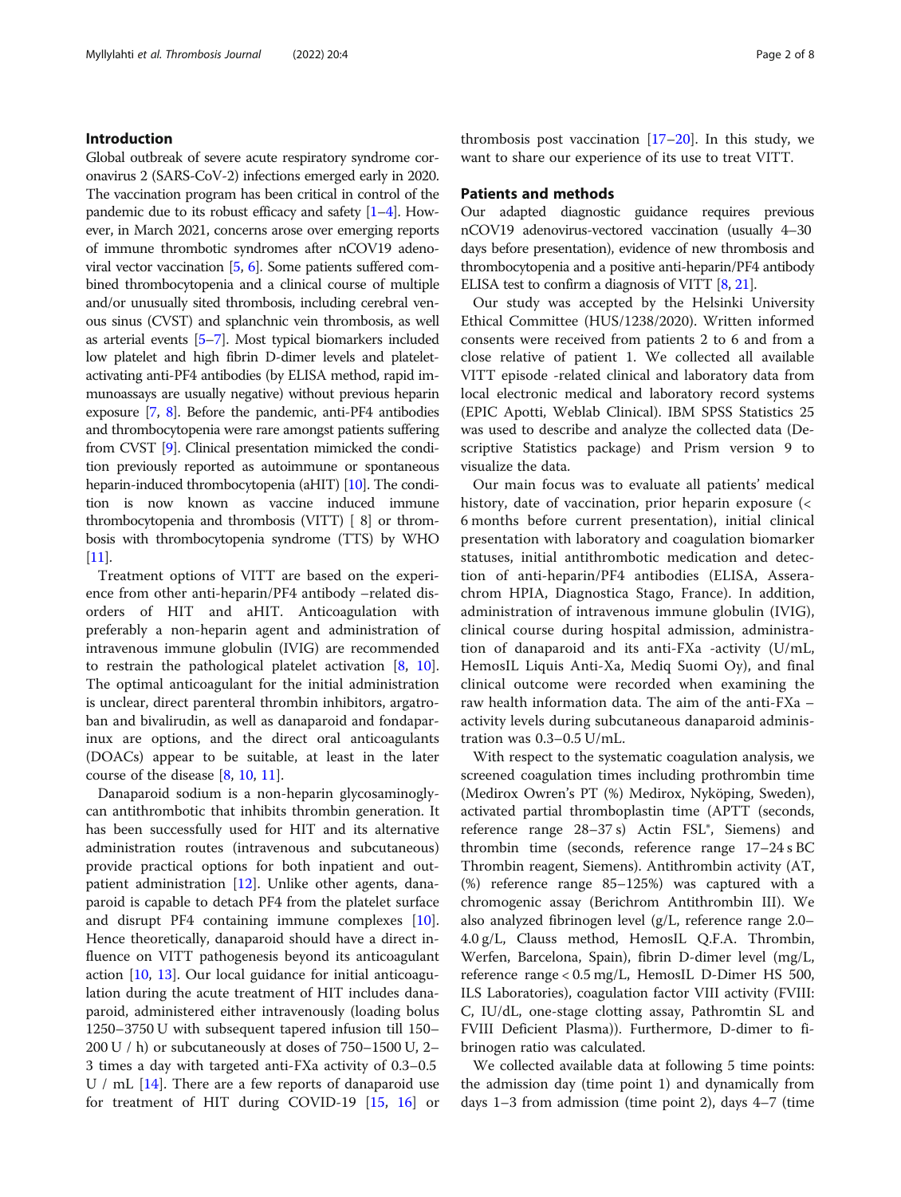## Introduction

Global outbreak of severe acute respiratory syndrome coronavirus 2 (SARS-CoV-2) infections emerged early in 2020. The vaccination program has been critical in control of the pandemic due to its robust efficacy and safety [1–4]. However, in March 2021, concerns arose over emerging reports of immune thrombotic syndromes after nCOV19 adenoviral vector vaccination [5, 6]. Some patients suffered combined thrombocytopenia and a clinical course of multiple and/or unusually sited thrombosis, including cerebral venous sinus (CVST) and splanchnic vein thrombosis, as well as arterial events [5–7]. Most typical biomarkers included low platelet and high fibrin D-dimer levels and platelet-activating anti-PF4 antibodies (by ELISA method, rapid immunoassays are usually negative) without previous heparin exposure [7, 8]. Before the pandemic, anti-PF4 antibodies and thrombocytopenia were rare amongst patients suffering from CVST [9]. Clinical presentation mimicked the condition previously reported as autoimmune or spontaneous heparin-induced thrombocytopenia (aHIT) [10]. The condition is now known as vaccine induced immune thrombocytopenia and thrombosis (VITT) [ 8] or thrombosis with thrombocytopenia syndrome (TTS) by WHO [11].

Treatment options of VITT are based on the experience from other anti-heparin/PF4 antibody –related disorders of HIT and aHIT. Anticoagulation with preferably a non-heparin agent and administration of intravenous immune globulin (IVIG) are recommended to restrain the pathological platelet activation [8, 10]. The optimal anticoagulant for the initial administration is unclear, direct parenteral thrombin inhibitors, argatroban and bivalirudin, as well as danaparoid and fondaparinux are options, and the direct oral anticoagulants (DOACs) appear to be suitable, at least in the later course of the disease [8, 10, 11].

Danaparoid sodium is a non-heparin glycosaminoglycan antithrombotic that inhibits thrombin generation. It has been successfully used for HIT and its alternative administration routes (intravenous and subcutaneous) provide practical options for both inpatient and outpatient administration [12]. Unlike other agents, danaparoid is capable to detach PF4 from the platelet surface and disrupt PF4 containing immune complexes [10]. Hence theoretically, danaparoid should have a direct influence on VITT pathogenesis beyond its anticoagulant action [10, 13]. Our local guidance for initial anticoagulation during the acute treatment of HIT includes danaparoid, administered either intravenously (loading bolus 1250–3750 U with subsequent tapered infusion till 150–200 U / h) or subcutaneously at doses of 750–1500 U, 2–3 times a day with targeted anti-FXa activity of 0.3–0.5 U / mL [14]. There are a few reports of danaparoid use for treatment of HIT during COVID-19 [15, 16] or thrombosis post vaccination [17–20]. In this study, we want to share our experience of its use to treat VITT.

## Patients and methods

Our adapted diagnostic guidance requires previous nCOV19 adenovirus-vectored vaccination (usually 4–30 days before presentation), evidence of new thrombosis and thrombocytopenia and a positive anti-heparin/PF4 antibody ELISA test to confirm a diagnosis of VITT [8, 21].

Our study was accepted by the Helsinki University Ethical Committee (HUS/1238/2020). Written informed consents were received from patients 2 to 6 and from a close relative of patient 1. We collected all available VITT episode -related clinical and laboratory data from local electronic medical and laboratory record systems (EPIC Apotti, Weblab Clinical). IBM SPSS Statistics 25 was used to describe and analyze the collected data (Descriptive Statistics package) and Prism version 9 to visualize the data.

Our main focus was to evaluate all patients' medical history, date of vaccination, prior heparin exposure (< 6 months before current presentation), initial clinical presentation with laboratory and coagulation biomarker statuses, initial antithrombotic medication and detection of anti-heparin/PF4 antibodies (ELISA, Asserachrom HPIA, Diagnostica Stago, France). In addition, administration of intravenous immune globulin (IVIG), clinical course during hospital admission, administration of danaparoid and its anti-FXa -activity (U/mL, HemosIL Liquis Anti-Xa, Mediq Suomi Oy), and final clinical outcome were recorded when examining the raw health information data. The aim of the anti-FXa –activity levels during subcutaneous danaparoid administration was 0.3–0.5 U/mL.

With respect to the systematic coagulation analysis, we screened coagulation times including prothrombin time (Medirox Owren's PT (%) Medirox, Nyköping, Sweden), activated partial thromboplastin time (APTT (seconds, reference range 28–37 s) Actin FSL*, Siemens) and thrombin time (seconds, reference range 17–24 s BC Thrombin reagent, Siemens). Antithrombin activity (AT, (%) reference range 85–125%) was captured with a chromogenic assay (Berichrom Antithrombin III). We also analyzed fibrinogen level (g/L, reference range 2.0–4.0 g/L, Clauss method, HemosIL Q.F.A. Thrombin, Werfen, Barcelona, Spain), fibrin D-dimer level (mg/L, reference range < 0.5 mg/L, HemosIL D-Dimer HS 500, ILS Laboratories), coagulation factor VIII activity (FVIII: C, IU/dL, one-stage clotting assay, Pathromtin SL and FVIII Deficient Plasma)). Furthermore, D-dimer to fibrinogen ratio was calculated.

We collected available data at following 5 time points: the admission day (time point 1) and dynamically from days 1–3 from admission (time point 2), days 4–7 (time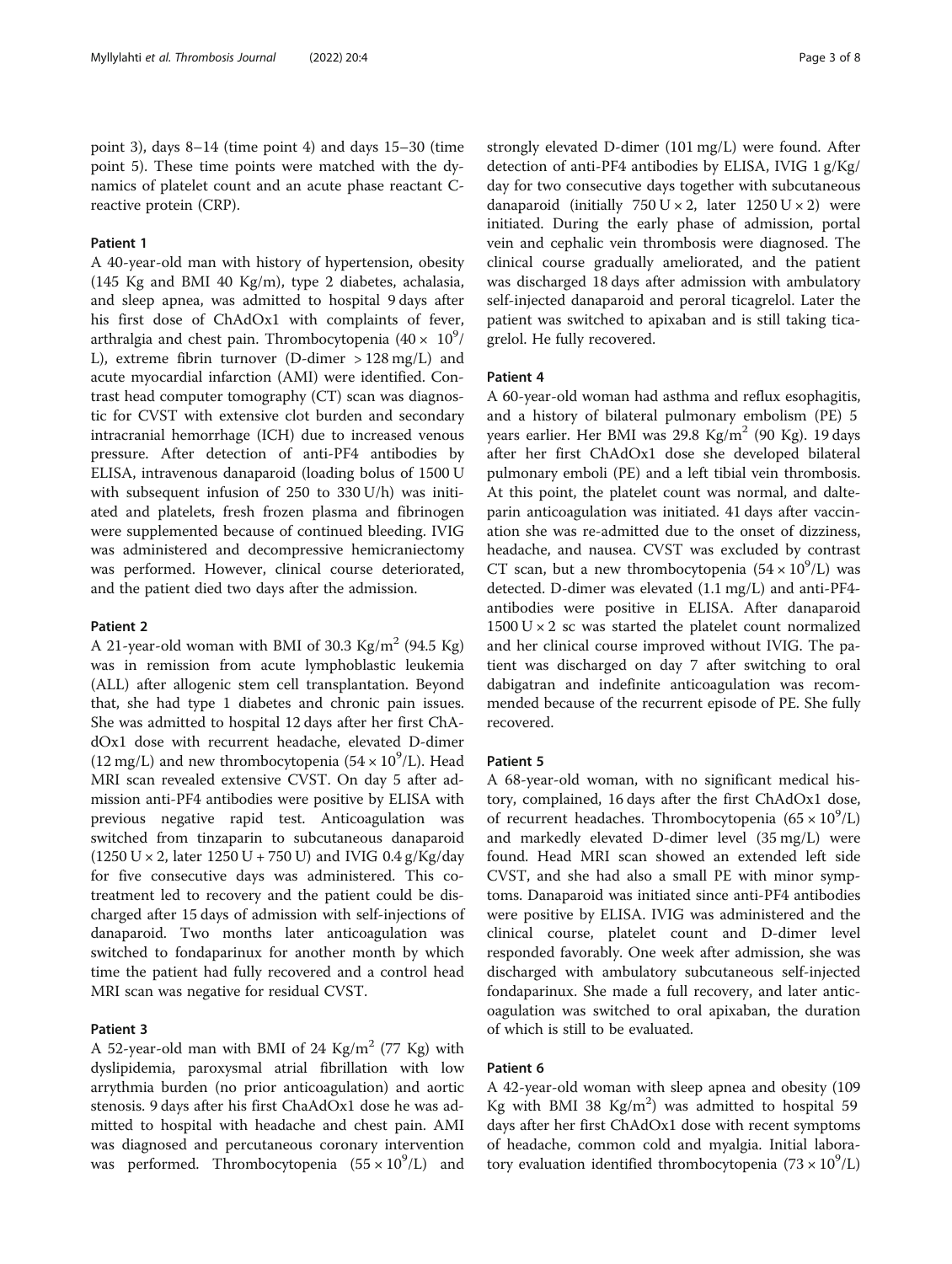point 3), days 8–14 (time point 4) and days 15–30 (time point 5). These time points were matched with the dynamics of platelet count and an acute phase reactant C-reactive protein (CRP).

### Patient 1

A 40-year-old man with history of hypertension, obesity (145 Kg and BMI 40 Kg/m), type 2 diabetes, achalasia, and sleep apnea, was admitted to hospital 9 days after his first dose of ChAdOx1 with complaints of fever, arthralgia and chest pain. Thrombocytopenia ($40 \times 10^9$/L), extreme fibrin turnover (D-dimer > 128 mg/L) and acute myocardial infarction (AMI) were identified. Contrast head computer tomography (CT) scan was diagnostic for CVST with extensive clot burden and secondary intracranial hemorrhage (ICH) due to increased venous pressure. After detection of anti-PF4 antibodies by ELISA, intravenous danaparoid (loading bolus of 1500 U with subsequent infusion of 250 to 330 U/h) was initiated and platelets, fresh frozen plasma and fibrinogen were supplemented because of continued bleeding. IVIG was administered and decompressive hemicraniectomy was performed. However, clinical course deteriorated, and the patient died two days after the admission.

### Patient 2

A 21-year-old woman with BMI of 30.3 Kg/m$^2$ (94.5 Kg) was in remission from acute lymphoblastic leukemia (ALL) after allogenic stem cell transplantation. Beyond that, she had type 1 diabetes and chronic pain issues. She was admitted to hospital 12 days after her first ChAdOx1 dose with recurrent headache, elevated D-dimer (12 mg/L) and new thrombocytopenia ($54 \times 10^9$/L). Head MRI scan revealed extensive CVST. On day 5 after admission anti-PF4 antibodies were positive by ELISA with previous negative rapid test. Anticoagulation was switched from tinzaparin to subcutaneous danaparoid (1250 U × 2, later 1250 U + 750 U) and IVIG 0.4 g/Kg/day for five consecutive days was administered. This co-treatment led to recovery and the patient could be discharged after 15 days of admission with self-injections of danaparoid. Two months later anticoagulation was switched to fondaparinux for another month by which time the patient had fully recovered and a control head MRI scan was negative for residual CVST.

### Patient 3

A 52-year-old man with BMI of 24 Kg/m$^2$ (77 Kg) with dyslipidemia, paroxysmal atrial fibrillation with low arrythmia burden (no prior anticoagulation) and aortic stenosis. 9 days after his first ChaAdOx1 dose he was admitted to hospital with headache and chest pain. AMI was diagnosed and percutaneous coronary intervention was performed. Thrombocytopenia ($55 \times 10^9$/L) and strongly elevated D-dimer (101 mg/L) were found. After detection of anti-PF4 antibodies by ELISA, IVIG 1 g/Kg/day for two consecutive days together with subcutaneous danaparoid (initially 750 U × 2, later 1250 U × 2) were initiated. During the early phase of admission, portal vein and cephalic vein thrombosis were diagnosed. The clinical course gradually ameliorated, and the patient was discharged 18 days after admission with ambulatory self-injected danaparoid and peroral ticagrelol. Later the patient was switched to apixaban and is still taking ticagrelol. He fully recovered.

### Patient 4

A 60-year-old woman had asthma and reflux esophagitis, and a history of bilateral pulmonary embolism (PE) 5 years earlier. Her BMI was 29.8 Kg/m$^2$ (90 Kg). 19 days after her first ChAdOx1 dose she developed bilateral pulmonary emboli (PE) and a left tibial vein thrombosis. At this point, the platelet count was normal, and dalteparin anticoagulation was initiated. 41 days after vaccination she was re-admitted due to the onset of dizziness, headache, and nausea. CVST was excluded by contrast CT scan, but a new thrombocytopenia ($54 \times 10^9$/L) was detected. D-dimer was elevated (1.1 mg/L) and anti-PF4-antibodies were positive in ELISA. After danaparoid 1500 U × 2 sc was started the platelet count normalized and her clinical course improved without IVIG. The patient was discharged on day 7 after switching to oral dabigatran and indefinite anticoagulation was recommended because of the recurrent episode of PE. She fully recovered.

### Patient 5

A 68-year-old woman, with no significant medical history, complained, 16 days after the first ChAdOx1 dose, of recurrent headaches. Thrombocytopenia ($65 \times 10^9$/L) and markedly elevated D-dimer level (35 mg/L) were found. Head MRI scan showed an extended left side CVST, and she had also a small PE with minor symptoms. Danaparoid was initiated since anti-PF4 antibodies were positive by ELISA. IVIG was administered and the clinical course, platelet count and D-dimer level responded favorably. One week after admission, she was discharged with ambulatory subcutaneous self-injected fondaparinux. She made a full recovery, and later anticoagulation was switched to oral apixaban, the duration of which is still to be evaluated.

### Patient 6

A 42-year-old woman with sleep apnea and obesity (109 Kg with BMI 38 Kg/m$^2$) was admitted to hospital 59 days after her first ChAdOx1 dose with recent symptoms of headache, common cold and myalgia. Initial laboratory evaluation identified thrombocytopenia ($73 \times 10^9$/L)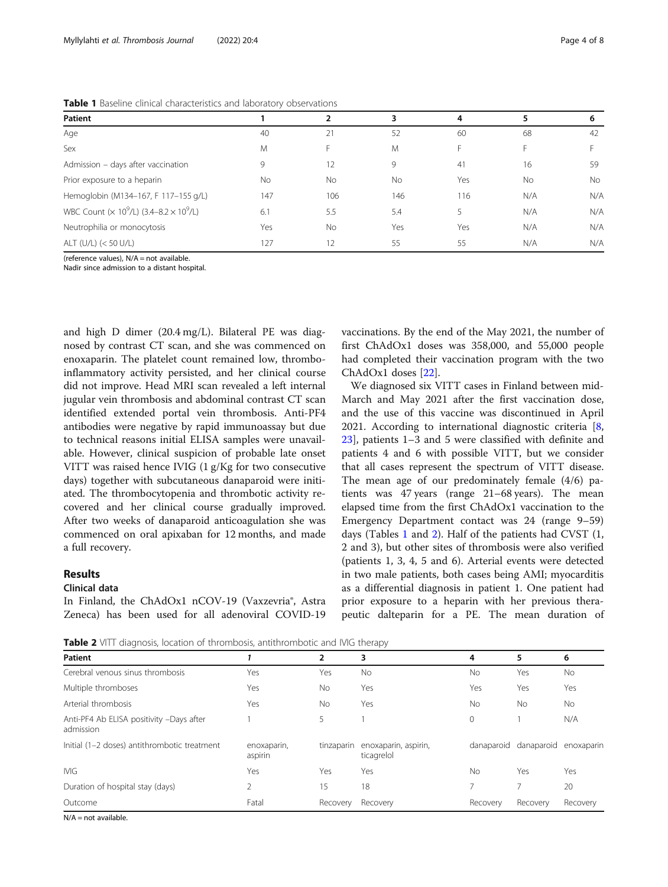**Table 1** Baseline clinical characteristics and laboratory observations

| Patient | 1 | 2 | 3 | 4 | 5 | 6 |
|---|---|---|---|---|---|---|
| Age | 40 | 21 | 52 | 60 | 68 | 42 |
| Sex | M | F | M | F | F | F |
| Admission – days after vaccination | 9 | 12 | 9 | 41 | 16 | 59 |
| Prior exposure to a heparin | No | No | No | Yes | No | No |
| Hemoglobin (M134–167, F 117–155 g/L) | 147 | 106 | 146 | 116 | N/A | N/A |
| WBC Count ($\times 10^9$/L) (3.4–8.2 $\times 10^9$/L) | 6.1 | 5.5 | 5.4 | 5 | N/A | N/A |
| Neutrophilia or monocytosis | Yes | No | Yes | Yes | N/A | N/A |
| ALT (U/L) (< 50 U/L) | 127 | 12 | 55 | 55 | N/A | N/A |

(reference values), N/A = not available.
Nadir since admission to a distant hospital.

and high D dimer (20.4 mg/L). Bilateral PE was diagnosed by contrast CT scan, and she was commenced on enoxaparin. The platelet count remained low, thrombo-inflammatory activity persisted, and her clinical course did not improve. Head MRI scan revealed a left internal jugular vein thrombosis and abdominal contrast CT scan identified extended portal vein thrombosis. Anti-PF4 antibodies were negative by rapid immunoassay but due to technical reasons initial ELISA samples were unavailable. However, clinical suspicion of probable late onset VITT was raised hence IVIG (1 g/Kg for two consecutive days) together with subcutaneous danaparoid were initiated. The thrombocytopenia and thrombotic activity recovered and her clinical course gradually improved. After two weeks of danaparoid anticoagulation she was commenced on oral apixaban for 12 months, and made a full recovery.

## Results

### Clinical data

In Finland, the ChAdOx1 nCOV-19 (Vaxzevria®, Astra Zeneca) has been used for all adenoviral COVID-19 vaccinations. By the end of the May 2021, the number of first ChAdOx1 doses was 358,000, and 55,000 people had completed their vaccination program with the two ChAdOx1 doses [22].

We diagnosed six VITT cases in Finland between mid-March and May 2021 after the first vaccination dose, and the use of this vaccine was discontinued in April 2021. According to international diagnostic criteria [8, 23], patients 1–3 and 5 were classified with definite and patients 4 and 6 with possible VITT, but we consider that all cases represent the spectrum of VITT disease. The mean age of our predominately female (4/6) patients was 47 years (range 21–68 years). The mean elapsed time from the first ChAdOx1 vaccination to the Emergency Department contact was 24 (range 9–59) days (Tables 1 and 2). Half of the patients had CVST (1, 2 and 3), but other sites of thrombosis were also verified (patients 1, 3, 4, 5 and 6). Arterial events were detected in two male patients, both cases being AMI; myocarditis as a differential diagnosis in patient 1. One patient had prior exposure to a heparin with her previous therapeutic dalteparin for a PE. The mean duration of

**Table 2** VITT diagnosis, location of thrombosis, antithrombotic and IVIG therapy

| Patient | 1 | 2 | 3 | 4 | 5 | 6 |
|---|---|---|---|---|---|---|
| Cerebral venous sinus thrombosis | Yes | Yes | No | No | Yes | No |
| Multiple thromboses | Yes | No | Yes | Yes | Yes | Yes |
| Arterial thrombosis | Yes | No | Yes | No | No | No |
| Anti-PF4 Ab ELISA positivity –Days after admission | 1 | 5 | 1 | 0 | 1 | N/A |
| Initial (1–2 doses) antithrombotic treatment | enoxaparin, aspirin | tinzaparin | enoxaparin, aspirin, ticagrelol | danaparoid | danaparoid | enoxaparin |
| IVIG | Yes | Yes | Yes | No | Yes | Yes |
| Duration of hospital stay (days) | 2 | 15 | 18 | 7 | 7 | 20 |
| Outcome | Fatal | Recovery | Recovery | Recovery | Recovery | Recovery |

N/A = not available.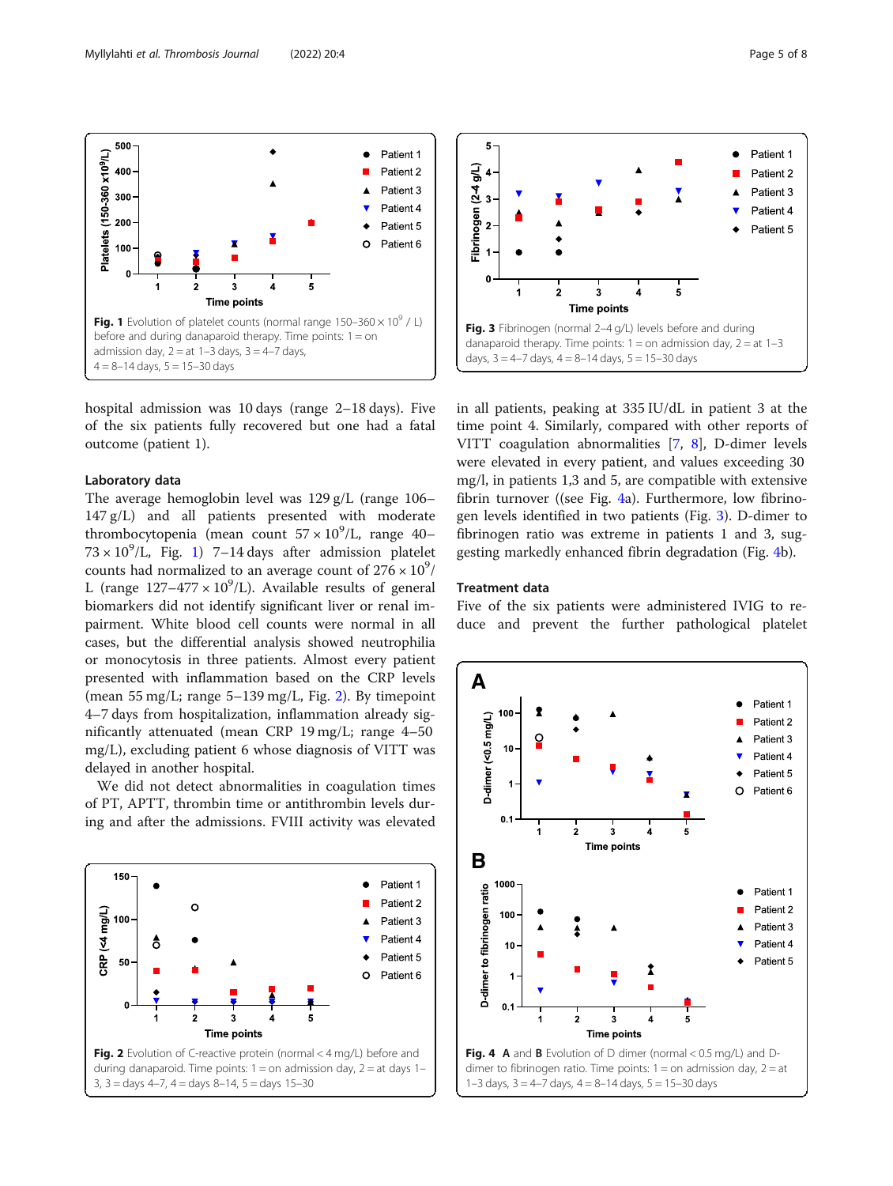Fig. 1 Evolution of platelet counts (normal range 150–360 × $10^9$ / L) before and during danaparoid therapy. Time points: 1 = on admission day, 2 = at 1–3 days, 3 = 4–7 days, 4 = 8–14 days, 5 = 15–30 days

Fig. 3 Fibrinogen (normal 2–4 g/L) levels before and during danaparoid therapy. Time points: 1 = on admission day, 2 = at 1–3 days, 3 = 4–7 days, 4 = 8–14 days, 5 = 15–30 days

hospital admission was 10 days (range 2–18 days). Five of the six patients fully recovered but one had a fatal outcome (patient 1).

### Laboratory data

The average hemoglobin level was 129 g/L (range 106–147 g/L) and all patients presented with moderate thrombocytopenia (mean count 57 × $10^9$/L, range 40–73 × $10^9$/L, Fig. 1) 7–14 days after admission platelet counts had normalized to an average count of 276 × $10^9$/L (range 127–477 × $10^9$/L). Available results of general biomarkers did not identify significant liver or renal impairment. White blood cell counts were normal in all cases, but the differential analysis showed neutrophilia or monocytosis in three patients. Almost every patient presented with inflammation based on the CRP levels (mean 55 mg/L; range 5–139 mg/L, Fig. 2). By timepoint 4–7 days from hospitalization, inflammation already significantly attenuated (mean CRP 19 mg/L; range 4–50 mg/L), excluding patient 6 whose diagnosis of VITT was delayed in another hospital.

We did not detect abnormalities in coagulation times of PT, APTT, thrombin time or antithrombin levels during and after the admissions. FVIII activity was elevated in all patients, peaking at 335 IU/dL in patient 3 at the time point 4. Similarly, compared with other reports of VITT coagulation abnormalities [7, 8], D-dimer levels were elevated in every patient, and values exceeding 30 mg/l, in patients 1,3 and 5, are compatible with extensive fibrin turnover ((see Fig. 4a). Furthermore, low fibrinogen levels identified in two patients (Fig. 3). D-dimer to fibrinogen ratio was extreme in patients 1 and 3, suggesting markedly enhanced fibrin degradation (Fig. 4b).

Fig. 2 Evolution of C-reactive protein (normal < 4 mg/L) before and during danaparoid. Time points: 1 = on admission day, 2 = at days 1–3, 3 = days 4–7, 4 = days 8–14, 5 = days 15–30

### Treatment data

Five of the six patients were administered IVIG to reduce and prevent the further pathological platelet

Fig. 4 A and B Evolution of D dimer (normal < 0.5 mg/L) and D-dimer to fibrinogen ratio. Time points: 1 = on admission day, 2 = at 1–3 days, 3 = 4–7 days, 4 = 8–14 days, 5 = 15–30 days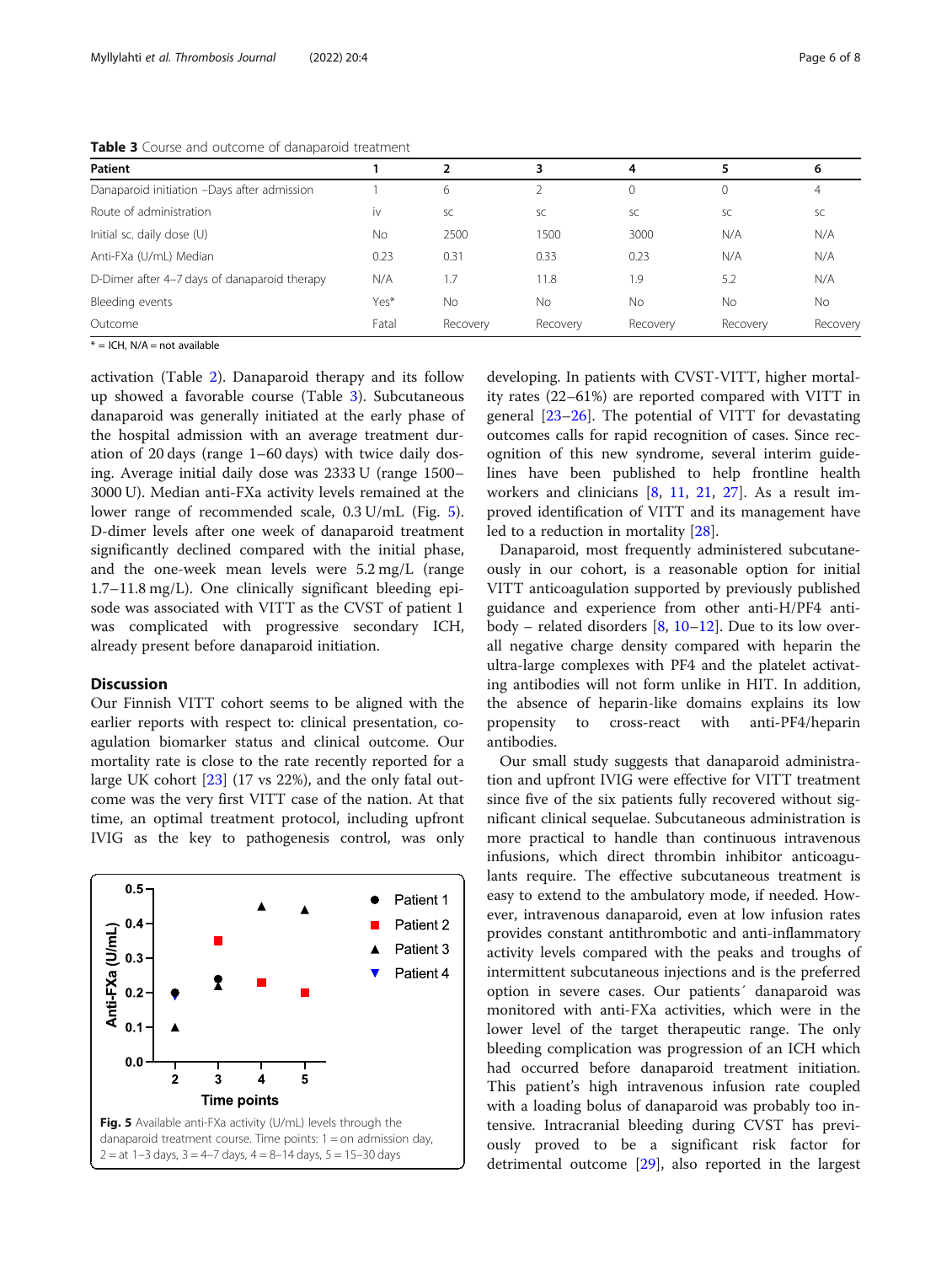**Table 3** Course and outcome of danaparoid treatment

| Patient | 1 | 2 | 3 | 4 | 5 | 6 |
|---|---|---|---|---|---|---|
| Danaparoid initiation –Days after admission | 1 | 6 | 2 | 0 | 0 | 4 |
| Route of administration | iv | sc | sc | sc | sc | sc |
| Initial sc. daily dose (U) | No | 2500 | 1500 | 3000 | N/A | N/A |
| Anti-FXa (U/mL) Median | 0.23 | 0.31 | 0.33 | 0.23 | N/A | N/A |
| D-Dimer after 4–7 days of danaparoid therapy | N/A | 1.7 | 11.8 | 1.9 | 5.2 | N/A |
| Bleeding events | Yes* | No | No | No | No | No |
| Outcome | Fatal | Recovery | Recovery | Recovery | Recovery | Recovery |

* = ICH, N/A = not available

activation (Table 2). Danaparoid therapy and its follow up showed a favorable course (Table 3). Subcutaneous danaparoid was generally initiated at the early phase of the hospital admission with an average treatment duration of 20 days (range 1–60 days) with twice daily dosing. Average initial daily dose was 2333 U (range 1500–3000 U). Median anti-FXa activity levels remained at the lower range of recommended scale, 0.3 U/mL (Fig. 5). D-dimer levels after one week of danaparoid treatment significantly declined compared with the initial phase, and the one-week mean levels were 5.2 mg/L (range 1.7–11.8 mg/L). One clinically significant bleeding episode was associated with VITT as the CVST of patient 1 was complicated with progressive secondary ICH, already present before danaparoid initiation.

## Discussion

Our Finnish VITT cohort seems to be aligned with the earlier reports with respect to: clinical presentation, coagulation biomarker status and clinical outcome. Our mortality rate is close to the rate recently reported for a large UK cohort [23] (17 vs 22%), and the only fatal outcome was the very first VITT case of the nation. At that time, an optimal treatment protocol, including upfront IVIG as the key to pathogenesis control, was only developing. In patients with CVST-VITT, higher mortality rates (22–61%) are reported compared with VITT in general [23–26]. The potential of VITT for devastating outcomes calls for rapid recognition of cases. Since recognition of this new syndrome, several interim guidelines have been published to help frontline health workers and clinicians [8, 11, 21, 27]. As a result improved identification of VITT and its management have led to a reduction in mortality [28].

**Fig. 5** Available anti-FXa activity (U/mL) levels through the danaparoid treatment course. Time points: 1 = on admission day, 2 = at 1–3 days, 3 = 4–7 days, 4 = 8–14 days, 5 = 15–30 days

Danaparoid, most frequently administered subcutaneously in our cohort, is a reasonable option for initial VITT anticoagulation supported by previously published guidance and experience from other anti-H/PF4 antibody – related disorders [8, 10–12]. Due to its low overall negative charge density compared with heparin the ultra-large complexes with PF4 and the platelet activating antibodies will not form unlike in HIT. In addition, the absence of heparin-like domains explains its low propensity to cross-react with anti-PF4/heparin antibodies.

Our small study suggests that danaparoid administration and upfront IVIG were effective for VITT treatment since five of the six patients fully recovered without significant clinical sequelae. Subcutaneous administration is more practical to handle than continuous intravenous infusions, which direct thrombin inhibitor anticoagulants require. The effective subcutaneous treatment is easy to extend to the ambulatory mode, if needed. However, intravenous danaparoid, even at low infusion rates provides constant antithrombotic and anti-inflammatory activity levels compared with the peaks and troughs of intermittent subcutaneous injections and is the preferred option in severe cases. Our patients´ danaparoid was monitored with anti-FXa activities, which were in the lower level of the target therapeutic range. The only bleeding complication was progression of an ICH which had occurred before danaparoid treatment initiation. This patient's high intravenous infusion rate coupled with a loading bolus of danaparoid was probably too intensive. Intracranial bleeding during CVST has previously proved to be a significant risk factor for detrimental outcome [29], also reported in the largest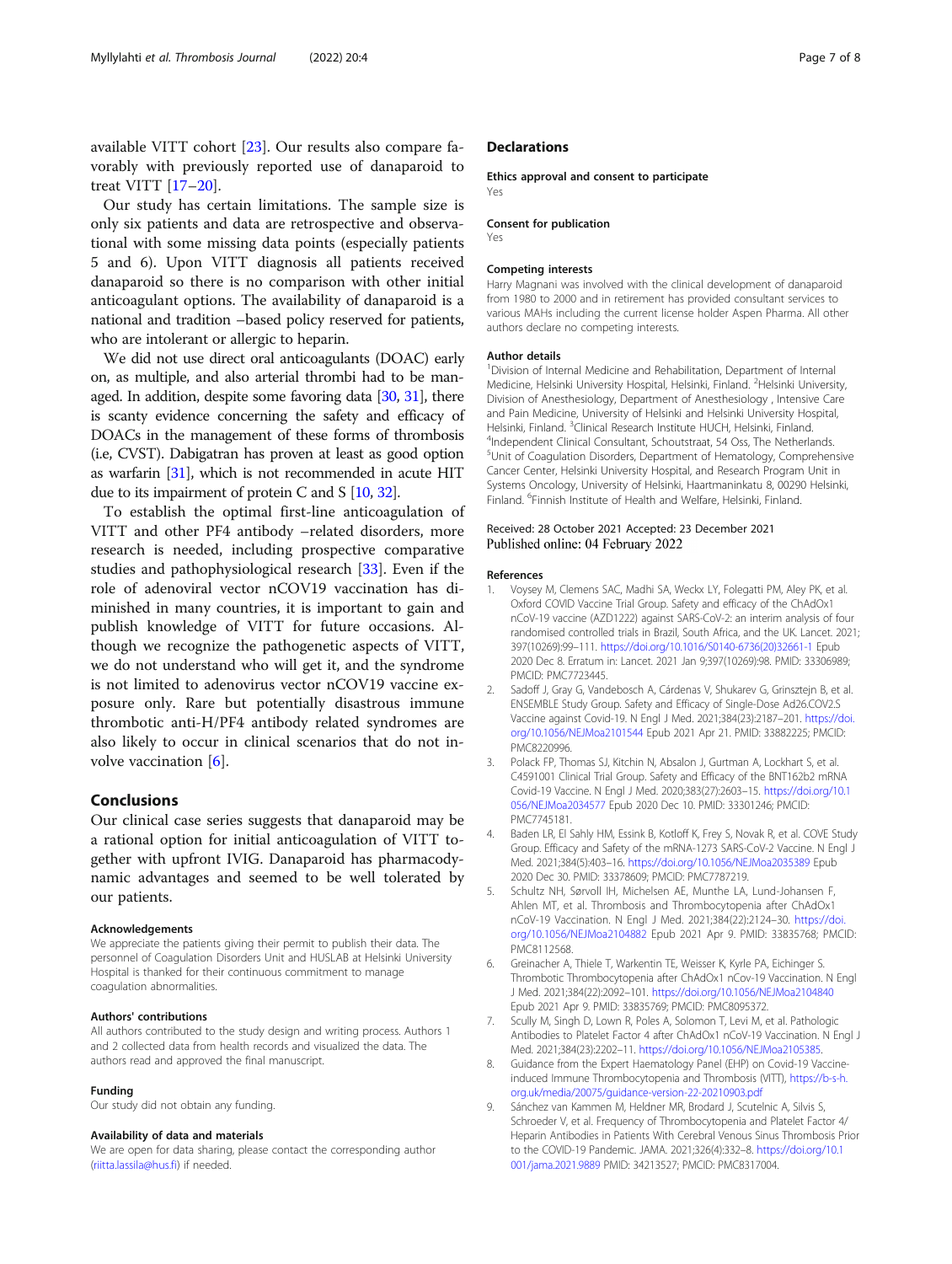available VITT cohort [23]. Our results also compare favorably with previously reported use of danaparoid to treat VITT [17–20].

Our study has certain limitations. The sample size is only six patients and data are retrospective and observational with some missing data points (especially patients 5 and 6). Upon VITT diagnosis all patients received danaparoid so there is no comparison with other initial anticoagulant options. The availability of danaparoid is a national and tradition –based policy reserved for patients, who are intolerant or allergic to heparin.

We did not use direct oral anticoagulants (DOAC) early on, as multiple, and also arterial thrombi had to be managed. In addition, despite some favoring data [30, 31], there is scanty evidence concerning the safety and efficacy of DOACs in the management of these forms of thrombosis (i.e, CVST). Dabigatran has proven at least as good option as warfarin [31], which is not recommended in acute HIT due to its impairment of protein C and S [10, 32].

To establish the optimal first-line anticoagulation of VITT and other PF4 antibody –related disorders, more research is needed, including prospective comparative studies and pathophysiological research [33]. Even if the role of adenoviral vector nCOV19 vaccination has diminished in many countries, it is important to gain and publish knowledge of VITT for future occasions. Although we recognize the pathogenetic aspects of VITT, we do not understand who will get it, and the syndrome is not limited to adenovirus vector nCOV19 vaccine exposure only. Rare but potentially disastrous immune thrombotic anti-H/PF4 antibody related syndromes are also likely to occur in clinical scenarios that do not involve vaccination [6].

## Conclusions

Our clinical case series suggests that danaparoid may be a rational option for initial anticoagulation of VITT together with upfront IVIG. Danaparoid has pharmacodynamic advantages and seemed to be well tolerated by our patients.

#### Acknowledgements

We appreciate the patients giving their permit to publish their data. The personnel of Coagulation Disorders Unit and HUSLAB at Helsinki University Hospital is thanked for their continuous commitment to manage coagulation abnormalities.

#### Authors' contributions

All authors contributed to the study design and writing process. Authors 1 and 2 collected data from health records and visualized the data. The authors read and approved the final manuscript.

#### Funding

Our study did not obtain any funding.

#### Availability of data and materials

We are open for data sharing, please contact the corresponding author (riitta.lassila@hus.fi) if needed.

## Declarations

#### Ethics approval and consent to participate

Yes

#### Consent for publication

Yes

#### Competing interests

Harry Magnani was involved with the clinical development of danaparoid from 1980 to 2000 and in retirement has provided consultant services to various MAHs including the current license holder Aspen Pharma. All other authors declare no competing interests.

#### Author details

[1]Division of Internal Medicine and Rehabilitation, Department of Internal Medicine, Helsinki University Hospital, Helsinki, Finland. [2]Helsinki University, Division of Anesthesiology, Department of Anesthesiology , Intensive Care and Pain Medicine, University of Helsinki and Helsinki University Hospital, Helsinki, Finland. [3]Clinical Research Institute HUCH, Helsinki, Finland. [4]Independent Clinical Consultant, Schoutstraat, 54 Oss, The Netherlands. [5]Unit of Coagulation Disorders, Department of Hematology, Comprehensive Cancer Center, Helsinki University Hospital, and Research Program Unit in Systems Oncology, University of Helsinki, Haartmaninkatu 8, 00290 Helsinki, Finland. [6]Finnish Institute of Health and Welfare, Helsinki, Finland.

Received: 28 October 2021 Accepted: 23 December 2021
Published online: 04 February 2022

#### References

1. Voysey M, Clemens SAC, Madhi SA, Weckx LY, Folegatti PM, Aley PK, et al. Oxford COVID Vaccine Trial Group. Safety and efficacy of the ChAdOx1 nCoV-19 vaccine (AZD1222) against SARS-CoV-2: an interim analysis of four randomised controlled trials in Brazil, South Africa, and the UK. Lancet. 2021; 397(10269):99–111. https://doi.org/10.1016/S0140-6736(20)32661-1 Epub 2020 Dec 8. Erratum in: Lancet. 2021 Jan 9;397(10269):98. PMID: 33306989; PMCID: PMC7723445.
2. Sadoff J, Gray G, Vandebosch A, Cárdenas V, Shukarev G, Grinsztejn B, et al. ENSEMBLE Study Group. Safety and Efficacy of Single-Dose Ad26.COV2.S Vaccine against Covid-19. N Engl J Med. 2021;384(23):2187–201. https://doi.org/10.1056/NEJMoa2101544 Epub 2021 Apr 21. PMID: 33882225; PMCID: PMC8220996.
3. Polack FP, Thomas SJ, Kitchin N, Absalon J, Gurtman A, Lockhart S, et al. C4591001 Clinical Trial Group. Safety and Efficacy of the BNT162b2 mRNA Covid-19 Vaccine. N Engl J Med. 2020;383(27):2603–15. https://doi.org/10.1056/NEJMoa2034577 Epub 2020 Dec 10. PMID: 33301246; PMCID: PMC7745181.
4. Baden LR, El Sahly HM, Essink B, Kotloff K, Frey S, Novak R, et al. COVE Study Group. Efficacy and Safety of the mRNA-1273 SARS-CoV-2 Vaccine. N Engl J Med. 2021;384(5):403–16. https://doi.org/10.1056/NEJMoa2035389 Epub 2020 Dec 30. PMID: 33378609; PMCID: PMC7787219.
5. Schultz NH, Sørvoll IH, Michelsen AE, Munthe LA, Lund-Johansen F, Ahlen MT, et al. Thrombosis and Thrombocytopenia after ChAdOx1 nCoV-19 Vaccination. N Engl J Med. 2021;384(22):2124–30. https://doi.org/10.1056/NEJMoa2104882 Epub 2021 Apr 9. PMID: 33835768; PMCID: PMC8112568.
6. Greinacher A, Thiele T, Warkentin TE, Weisser K, Kyrle PA, Eichinger S. Thrombotic Thrombocytopenia after ChAdOx1 nCov-19 Vaccination. N Engl J Med. 2021;384(22):2092–101. https://doi.org/10.1056/NEJMoa2104840 Epub 2021 Apr 9. PMID: 33835769; PMCID: PMC8095372.
7. Scully M, Singh D, Lown R, Poles A, Solomon T, Levi M, et al. Pathologic Antibodies to Platelet Factor 4 after ChAdOx1 nCoV-19 Vaccination. N Engl J Med. 2021;384(23):2202–11. https://doi.org/10.1056/NEJMoa2105385.
8. Guidance from the Expert Haematology Panel (EHP) on Covid-19 Vaccine-induced Immune Thrombocytopenia and Thrombosis (VITT), https://b-s-h.org.uk/media/20075/guidance-version-22-20210903.pdf
9. Sánchez van Kammen M, Heldner MR, Brodard J, Scutelnic A, Silvis S, Schroeder V, et al. Frequency of Thrombocytopenia and Platelet Factor 4/Heparin Antibodies in Patients With Cerebral Venous Sinus Thrombosis Prior to the COVID-19 Pandemic. JAMA. 2021;326(4):332–8. https://doi.org/10.1001/jama.2021.9889 PMID: 34213527; PMCID: PMC8317004.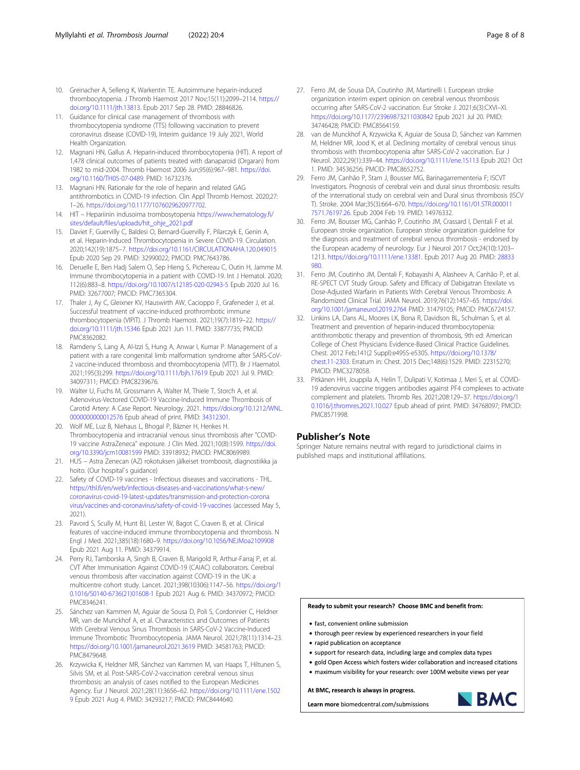10. Greinacher A, Selleng K, Warkentin TE. Autoimmune heparin-induced thrombocytopenia. J Thromb Haemost 2017 Nov;15(11):2099–2114. https://doi.org/10.1111/jth.13813. Epub 2017 Sep 28. PMID: 28846826.
11. Guidance for clinical case management of thrombosis with thrombocytopenia syndrome (TTS) following vaccination to prevent coronavirus disease (COVID-19), Interim guidance 19 July 2021, World Health Organization.
12. Magnani HN, Gallus A. Heparin-induced thrombocytopenia (HIT). A report of 1,478 clinical outcomes of patients treated with danaparoid (Orgaran) from 1982 to mid-2004. Thromb Haemost 2006 Jun;95(6):967–981. https://doi.org/10.1160/TH05-07-0489. PMID: 16732376.
13. Magnani HN. Rationale for the role of heparin and related GAG antithrombotics in COVID-19 infection. Clin Appl Thromb Hemost. 2020;27:1–26. https://doi.org/10.1177/1076029620977702.
14. HIT – Hepariinin indusoima trombosytopenia https://www.hematology.fi/sites/default/files/uploads/hit_ohje_2021.pdf
15. Daviet F, Guervilly C, Baldesi O, Bernard-Guervilly F, Pilarczyk E, Genin A, et al. Heparin-Induced Thrombocytopenia in Severe COVID-19. Circulation. 2020;142(19):1875–7. https://doi.org/10.1161/CIRCULATIONAHA.120.049015 Epub 2020 Sep 29. PMID: 32990022; PMCID: PMC7643786.
16. Deruelle E, Ben Hadj Salem O, Sep Hieng S, Pichereau C, Outin H, Jamme M. Immune thrombocytopenia in a patient with COVID-19. Int J Hematol. 2020;112(6):883–8. https://doi.org/10.1007/s12185-020-02943-5 Epub 2020 Jul 16. PMID: 32677007; PMCID: PMC7365304.
17. Thaler J, Ay C, Gleixner KV, Hauswirth AW, Cacioppo F, Grafeneder J, et al. Successful treatment of vaccine-induced prothrombotic immune thrombocytopenia (VIPIT). J Thromb Haemost. 2021;19(7):1819–22. https://doi.org/10.1111/jth.15346 Epub 2021 Jun 11. PMID: 33877735; PMCID: PMC8362082.
18. Ramdeny S, Lang A, Al-Izzi S, Hung A, Anwar I, Kumar P. Management of a patient with a rare congenital limb malformation syndrome after SARS-CoV-2 vaccine-induced thrombosis and thrombocytopenia (VITT). Br J Haematol. 2021;195(3):299. https://doi.org/10.1111/bjh.17619 Epub 2021 Jul 9. PMID: 34097311; PMCID: PMC8239676.
19. Walter U, Fuchs M, Grossmann A, Walter M, Thiele T, Storch A, et al. Adenovirus-Vectored COVID-19 Vaccine-Induced Immune Thrombosis of Carotid Artery: A Case Report. Neurology. 2021. https://doi.org/10.1212/WNL.0000000000012576 Epub ahead of print. PMID: 34312301.
20. Wolf ME, Luz B, Niehaus L, Bhogal P, Bäzner H, Henkes H. Thrombocytopenia and intracranial venous sinus thrombosis after "COVID-19 vaccine AstraZeneca" exposure. J Clin Med. 2021;10(8):1599. https://doi.org/10.3390/jcm10081599 PMID: 33918932; PMCID: PMC8069989.
21. HUS – Astra Zenecan (AZ) rokotuksen jälkeiset tromboosit, diagnostiikka ja hoito. (Our hospital`s guidance)
22. Safety of COVID-19 vaccines - Infectious diseases and vaccinations - THL. https://thl.fi/en/web/infectious-diseases-and-vaccinations/what-s-new/coronavirus-covid-19-latest-updates/transmission-and-protection-coronavirus/vaccines-and-coronavirus/safety-of-covid-19-vaccines (accessed May 5, 2021).
23. Pavord S, Scully M, Hunt BJ, Lester W, Bagot C, Craven B, et al. Clinical features of vaccine-induced immune thrombocytopenia and thrombosis. N Engl J Med. 2021;385(18):1680–9. https://doi.org/10.1056/NEJMoa2109908 Epub 2021 Aug 11. PMID: 34379914.
24. Perry RJ, Tamborska A, Singh B, Craven B, Marigold R, Arthur-Farraj P, et al. CVT After Immunisation Against COVID-19 (CAIAC) collaborators. Cerebral venous thrombosis after vaccination against COVID-19 in the UK: a multicentre cohort study. Lancet. 2021;398(10306):1147–56. https://doi.org/10.1016/S0140-6736(21)01608-1 Epub 2021 Aug 6. PMID: 34370972; PMCID: PMC8346241.
25. Sánchez van Kammen M, Aguiar de Sousa D, Poli S, Cordonnier C, Heldner MR, van de Munckhof A, et al. Characteristics and Outcomes of Patients With Cerebral Venous Sinus Thrombosis in SARS-CoV-2 Vaccine-Induced Immune Thrombotic Thrombocytopenia. JAMA Neurol. 2021;78(11):1314–23. https://doi.org/10.1001/jamaneurol.2021.3619 PMID: 34581763; PMCID: PMC8479648.
26. Krzywicka K, Heldner MR, Sánchez van Kammen M, van Haaps T, Hiltunen S, Silvis SM, et al. Post-SARS-CoV-2-vaccination cerebral venous sinus thrombosis: an analysis of cases notified to the European Medicines Agency. Eur J Neurol. 2021;28(11):3656–62. https://doi.org/10.1111/ene.15029 Epub 2021 Aug 4. PMID: 34293217; PMCID: PMC8444640.
27. Ferro JM, de Sousa DA, Coutinho JM, Martinelli I. European stroke organization interim expert opinion on cerebral venous thrombosis occurring after SARS-CoV-2 vaccination. Eur Stroke J. 2021;6(3):CXVI–XI. https://doi.org/10.1177/23969873211030842 Epub 2021 Jul 20. PMID: 34746428; PMCID: PMC8564159.
28. van de Munckhof A, Krzywicka K, Aguiar de Sousa D, Sánchez van Kammen M, Heldner MR, Jood K, et al. Declining mortality of cerebral venous sinus thrombosis with thrombocytopenia after SARS-CoV-2 vaccination. Eur J Neurol. 2022;29(1):339–44. https://doi.org/10.1111/ene.15113 Epub 2021 Oct 1. PMID: 34536256; PMCID: PMC8652752.
29. Ferro JM, Canhão P, Stam J, Bousser MG, Barinagarrementeria F; ISCVT Investigators. Prognosis of cerebral vein and dural sinus thrombosis: results of the international study on cerebral vein and Dural sinus thrombosis (ISCVT). Stroke. 2004 Mar;35(3):664–670. https://doi.org/10.1161/01.STR.0000117571.76197.26. Epub 2004 Feb 19. PMID: 14976332.
30. Ferro JM, Bousser MG, Canhão P, Coutinho JM, Crassard I, Dentali F et al. European stroke organization. European stroke organization guideline for the diagnosis and treatment of cerebral venous thrombosis - endorsed by the European academy of neurology. Eur J Neurol 2017 Oct;24(10):1203–1213. https://doi.org/10.1111/ene.13381. Epub 2017 Aug 20. PMID: 28833980.
31. Ferro JM, Coutinho JM, Dentali F, Kobayashi A, Alasheev A, Canhão P, et al. RE-SPECT CVT Study Group. Safety and Efficacy of Dabigatran Etexilate vs Dose-Adjusted Warfarin in Patients With Cerebral Venous Thrombosis: A Randomized Clinical Trial. JAMA Neurol. 2019;76(12):1457–65. https://doi.org/10.1001/jamaneurol.2019.2764 PMID: 31479105; PMCID: PMC6724157.
32. Linkins LA, Dans AL, Moores LK, Bona R, Davidson BL, Schulman S, et al. Treatment and prevention of heparin-induced thrombocytopenia: antithrombotic therapy and prevention of thrombosis, 9th ed: American College of Chest Physicians Evidence-Based Clinical Practice Guidelines. Chest. 2012 Feb;141(2 Suppl):e495S-e530S. https://doi.org/10.1378/chest.11-2303. Erratum in: Chest. 2015 Dec;148(6):1529. PMID: 22315270; PMCID: PMC3278058.
33. Pitkänen HH, Jouppila A, Helin T, Dulipati V, Kotimaa J, Meri S, et al. COVID-19 adenovirus vaccine triggers antibodies against PF4 complexes to activate complement and platelets. Thromb Res. 2021;208:129–37. https://doi.org/10.1016/j.thromres.2021.10.027 Epub ahead of print. PMID: 34768097; PMCID: PMC8571998.

## Publisher's Note

Springer Nature remains neutral with regard to jurisdictional claims in published maps and institutional affiliations.

**Ready to submit your research? Choose BMC and benefit from:**

- fast, convenient online submission
- thorough peer review by experienced researchers in your field
- rapid publication on acceptance
- support for research data, including large and complex data types
- gold Open Access which fosters wider collaboration and increased citations
- maximum visibility for your research: over 100M website views per year

**At BMC, research is always in progress.**

**Learn more** biomedcentral.com/submissions